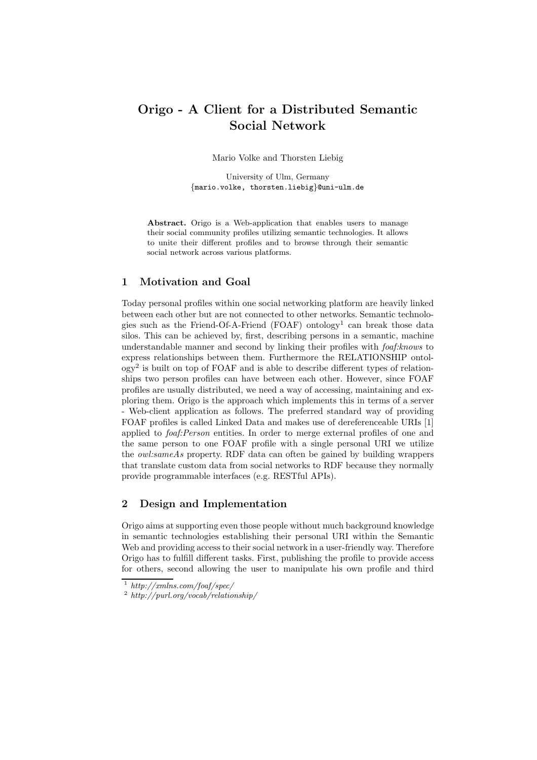# Origo - A Client for a Distributed Semantic Social Network

Mario Volke and Thorsten Liebig

University of Ulm, Germany
{mario.volke, thorsten.liebig}@uni-ulm.de

**Abstract.** Origo is a Web-application that enables users to manage their social community profiles utilizing semantic technologies. It allows to unite their different profiles and to browse through their semantic social network across various platforms.

## 1 Motivation and Goal

Today personal profiles within one social networking platform are heavily linked between each other but are not connected to other networks. Semantic technologies such as the Friend-Of-A-Friend (FOAF) ontology[1] can break those data silos. This can be achieved by, first, describing persons in a semantic, machine understandable manner and second by linking their profiles with *foaf:knows* to express relationships between them. Furthermore the RELATIONSHIP ontology[2] is built on top of FOAF and is able to describe different types of relationships two person profiles can have between each other. However, since FOAF profiles are usually distributed, we need a way of accessing, maintaining and exploring them. Origo is the approach which implements this in terms of a server - Web-client application as follows. The preferred standard way of providing FOAF profiles is called Linked Data and makes use of dereferenceable URIs [1] applied to *foaf:Person* entities. In order to merge external profiles of one and the same person to one FOAF profile with a single personal URI we utilize the *owl:sameAs* property. RDF data can often be gained by building wrappers that translate custom data from social networks to RDF because they normally provide programmable interfaces (e.g. RESTful APIs).

## 2 Design and Implementation

Origo aims at supporting even those people without much background knowledge in semantic technologies establishing their personal URI within the Semantic Web and providing access to their social network in a user-friendly way. Therefore Origo has to fulfill different tasks. First, publishing the profile to provide access for others, second allowing the user to manipulate his own profile and third

[1] *http://xmlns.com/foaf/spec/*
[2] *http://purl.org/vocab/relationship/*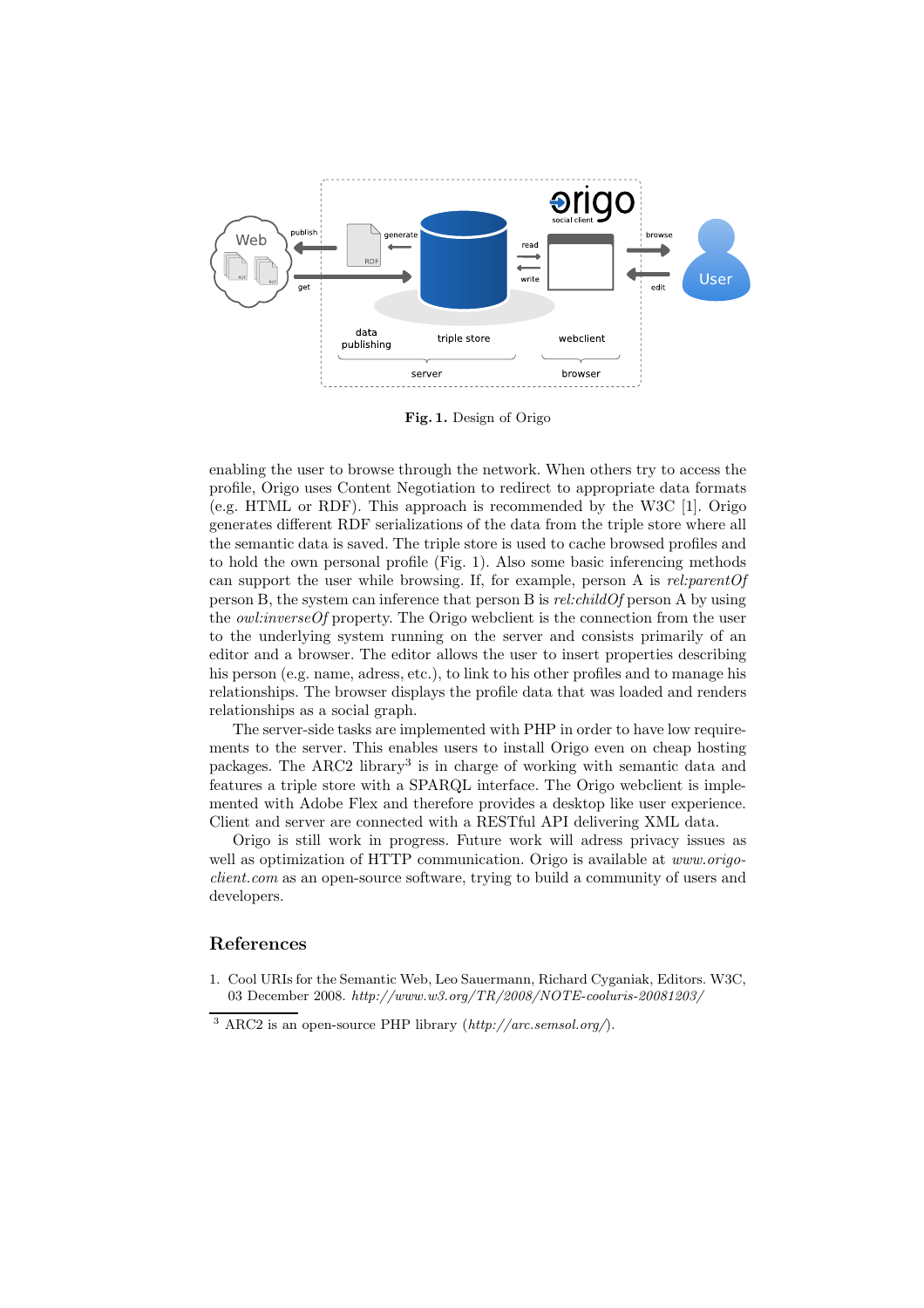Web

publish

get

RDF

generate

origo
social client

read

write

browse

edit

User

data publishing

triple store

webclient

server

browser

**Fig. 1.** Design of Origo

enabling the user to browse through the network. When others try to access the profile, Origo uses Content Negotiation to redirect to appropriate data formats (e.g. HTML or RDF). This approach is recommended by the W3C [1]. Origo generates different RDF serializations of the data from the triple store where all the semantic data is saved. The triple store is used to cache browsed profiles and to hold the own personal profile (Fig. 1). Also some basic inferencing methods can support the user while browsing. If, for example, person A is *rel:parentOf* person B, the system can inference that person B is *rel:childOf* person A by using the *owl:inverseOf* property. The Origo webclient is the connection from the user to the underlying system running on the server and consists primarily of an editor and a browser. The editor allows the user to insert properties describing his person (e.g. name, adress, etc.), to link to his other profiles and to manage his relationships. The browser displays the profile data that was loaded and renders relationships as a social graph.

The server-side tasks are implemented with PHP in order to have low requirements to the server. This enables users to install Origo even on cheap hosting packages. The ARC2 library[3] is in charge of working with semantic data and features a triple store with a SPARQL interface. The Origo webclient is implemented with Adobe Flex and therefore provides a desktop like user experience. Client and server are connected with a RESTful API delivering XML data.

Origo is still work in progress. Future work will adress privacy issues as well as optimization of HTTP communication. Origo is available at *www.origo-client.com* as an open-source software, trying to build a community of users and developers.

## References

1. Cool URIs for the Semantic Web, Leo Sauermann, Richard Cyganiak, Editors. W3C, 03 December 2008. *http://www.w3.org/TR/2008/NOTE-cooluris-20081203/*

[3] ARC2 is an open-source PHP library (*http://arc.semsol.org/*).